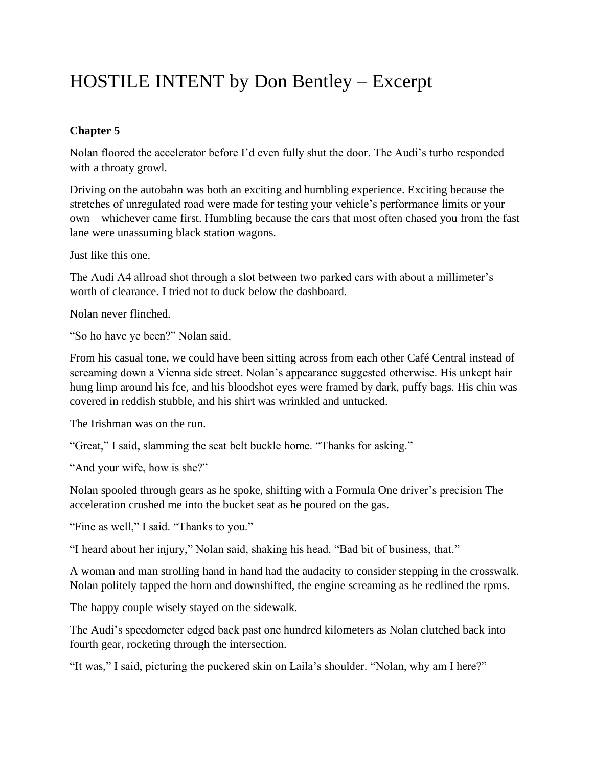# HOSTILE INTENT by Don Bentley – Excerpt

**Chapter 5**

Nolan floored the accelerator before I'd even fully shut the door. The Audi's turbo responded with a throaty growl.

Driving on the autobahn was both an exciting and humbling experience. Exciting because the stretches of unregulated road were made for testing your vehicle's performance limits or your own—whichever came first. Humbling because the cars that most often chased you from the fast lane were unassuming black station wagons.

Just like this one.

The Audi A4 allroad shot through a slot between two parked cars with about a millimeter's worth of clearance. I tried not to duck below the dashboard.

Nolan never flinched.

"So ho have ye been?" Nolan said.

From his casual tone, we could have been sitting across from each other Café Central instead of screaming down a Vienna side street. Nolan's appearance suggested otherwise. His unkept hair hung limp around his fce, and his bloodshot eyes were framed by dark, puffy bags. His chin was covered in reddish stubble, and his shirt was wrinkled and untucked.

The Irishman was on the run.

"Great," I said, slamming the seat belt buckle home. "Thanks for asking."

"And your wife, how is she?"

Nolan spooled through gears as he spoke, shifting with a Formula One driver's precision The acceleration crushed me into the bucket seat as he poured on the gas.

"Fine as well," I said. "Thanks to you."

"I heard about her injury," Nolan said, shaking his head. "Bad bit of business, that."

A woman and man strolling hand in hand had the audacity to consider stepping in the crosswalk. Nolan politely tapped the horn and downshifted, the engine screaming as he redlined the rpms.

The happy couple wisely stayed on the sidewalk.

The Audi's speedometer edged back past one hundred kilometers as Nolan clutched back into fourth gear, rocketing through the intersection.

"It was," I said, picturing the puckered skin on Laila's shoulder. "Nolan, why am I here?"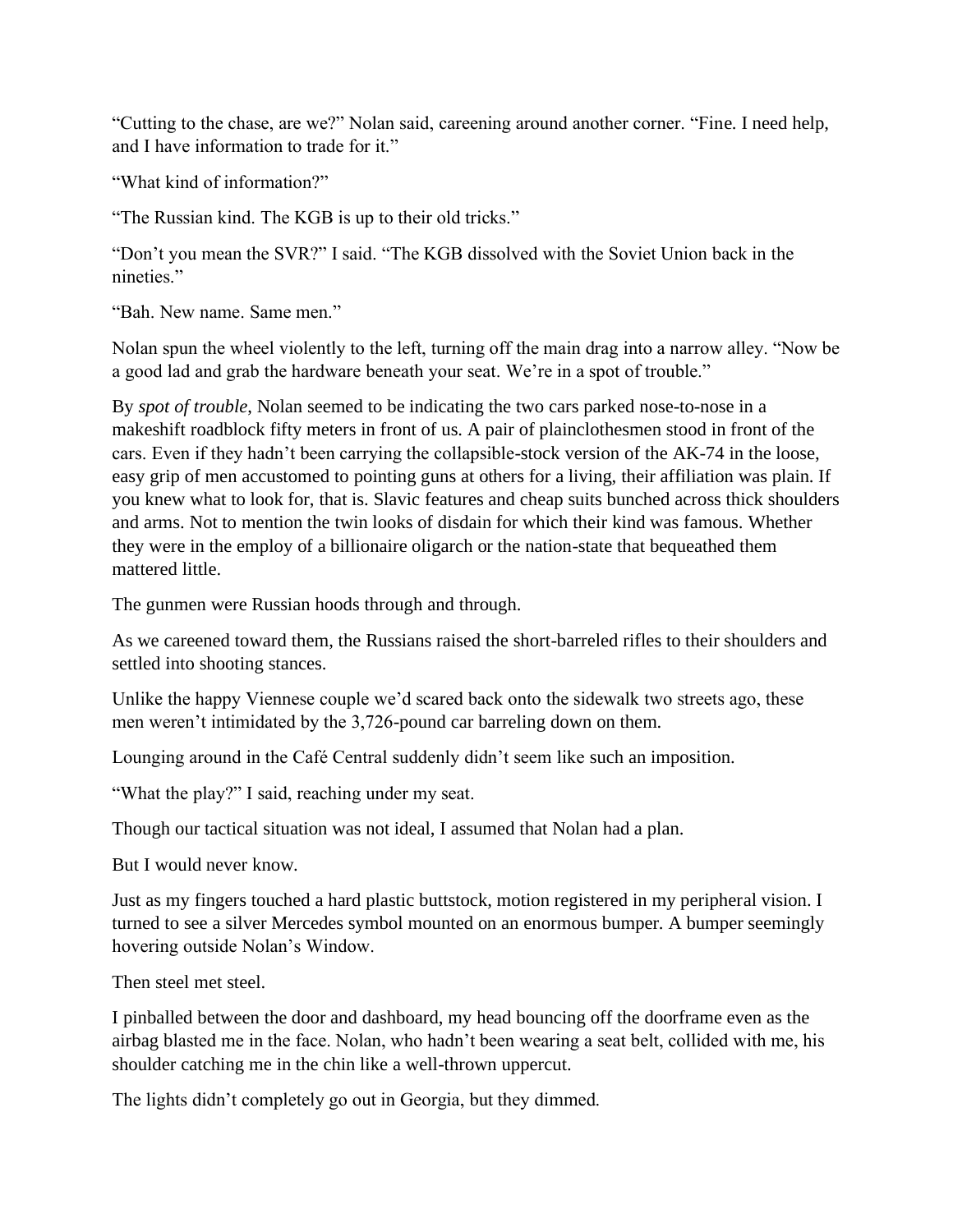"Cutting to the chase, are we?" Nolan said, careening around another corner. "Fine. I need help, and I have information to trade for it."

"What kind of information?"

"The Russian kind. The KGB is up to their old tricks."

"Don't you mean the SVR?" I said. "The KGB dissolved with the Soviet Union back in the nineties."

"Bah. New name. Same men."

Nolan spun the wheel violently to the left, turning off the main drag into a narrow alley. "Now be a good lad and grab the hardware beneath your seat. We're in a spot of trouble."

By *spot of trouble*, Nolan seemed to be indicating the two cars parked nose-to-nose in a makeshift roadblock fifty meters in front of us. A pair of plainclothesmen stood in front of the cars. Even if they hadn't been carrying the collapsible-stock version of the AK-74 in the loose, easy grip of men accustomed to pointing guns at others for a living, their affiliation was plain. If you knew what to look for, that is. Slavic features and cheap suits bunched across thick shoulders and arms. Not to mention the twin looks of disdain for which their kind was famous. Whether they were in the employ of a billionaire oligarch or the nation-state that bequeathed them mattered little.

The gunmen were Russian hoods through and through.

As we careened toward them, the Russians raised the short-barreled rifles to their shoulders and settled into shooting stances.

Unlike the happy Viennese couple we'd scared back onto the sidewalk two streets ago, these men weren't intimidated by the 3,726-pound car barreling down on them.

Lounging around in the Café Central suddenly didn't seem like such an imposition.

"What the play?" I said, reaching under my seat.

Though our tactical situation was not ideal, I assumed that Nolan had a plan.

But I would never know.

Just as my fingers touched a hard plastic buttstock, motion registered in my peripheral vision. I turned to see a silver Mercedes symbol mounted on an enormous bumper. A bumper seemingly hovering outside Nolan's Window.

Then steel met steel.

I pinballed between the door and dashboard, my head bouncing off the doorframe even as the airbag blasted me in the face. Nolan, who hadn't been wearing a seat belt, collided with me, his shoulder catching me in the chin like a well-thrown uppercut.

The lights didn't completely go out in Georgia, but they dimmed.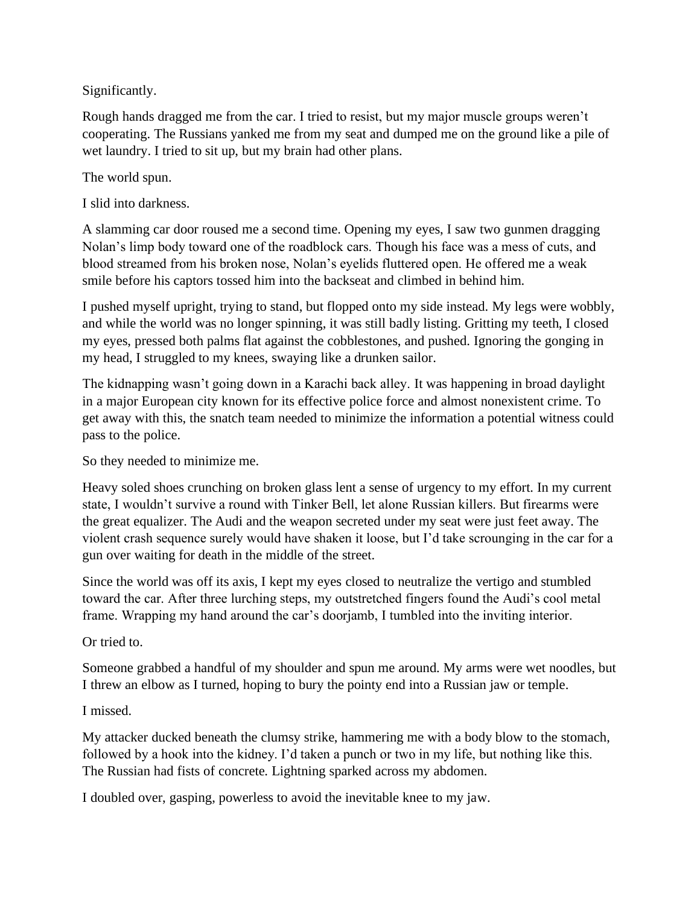Significantly.

Rough hands dragged me from the car. I tried to resist, but my major muscle groups weren't cooperating. The Russians yanked me from my seat and dumped me on the ground like a pile of wet laundry. I tried to sit up, but my brain had other plans.

The world spun.

I slid into darkness.

A slamming car door roused me a second time. Opening my eyes, I saw two gunmen dragging Nolan's limp body toward one of the roadblock cars. Though his face was a mess of cuts, and blood streamed from his broken nose, Nolan's eyelids fluttered open. He offered me a weak smile before his captors tossed him into the backseat and climbed in behind him.

I pushed myself upright, trying to stand, but flopped onto my side instead. My legs were wobbly, and while the world was no longer spinning, it was still badly listing. Gritting my teeth, I closed my eyes, pressed both palms flat against the cobblestones, and pushed. Ignoring the gonging in my head, I struggled to my knees, swaying like a drunken sailor.

The kidnapping wasn't going down in a Karachi back alley. It was happening in broad daylight in a major European city known for its effective police force and almost nonexistent crime. To get away with this, the snatch team needed to minimize the information a potential witness could pass to the police.

So they needed to minimize me.

Heavy soled shoes crunching on broken glass lent a sense of urgency to my effort. In my current state, I wouldn't survive a round with Tinker Bell, let alone Russian killers. But firearms were the great equalizer. The Audi and the weapon secreted under my seat were just feet away. The violent crash sequence surely would have shaken it loose, but I'd take scrounging in the car for a gun over waiting for death in the middle of the street.

Since the world was off its axis, I kept my eyes closed to neutralize the vertigo and stumbled toward the car. After three lurching steps, my outstretched fingers found the Audi's cool metal frame. Wrapping my hand around the car's doorjamb, I tumbled into the inviting interior.

Or tried to.

Someone grabbed a handful of my shoulder and spun me around. My arms were wet noodles, but I threw an elbow as I turned, hoping to bury the pointy end into a Russian jaw or temple.

I missed.

My attacker ducked beneath the clumsy strike, hammering me with a body blow to the stomach, followed by a hook into the kidney. I'd taken a punch or two in my life, but nothing like this. The Russian had fists of concrete. Lightning sparked across my abdomen.

I doubled over, gasping, powerless to avoid the inevitable knee to my jaw.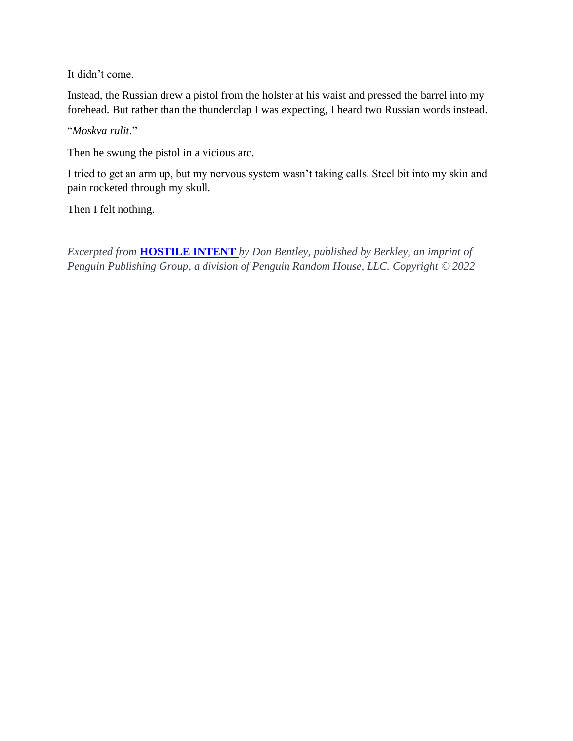It didn't come.

Instead, the Russian drew a pistol from the holster at his waist and pressed the barrel into my forehead. But rather than the thunderclap I was expecting, I heard two Russian words instead.

"*Moskva rulit*."

Then he swung the pistol in a vicious arc.

I tried to get an arm up, but my nervous system wasn't taking calls. Steel bit into my skin and pain rocketed through my skull.

Then I felt nothing.

*Excerpted from* **HOSTILE INTENT** *by Don Bentley, published by Berkley, an imprint of Penguin Publishing Group, a division of Penguin Random House, LLC. Copyright © 2022*